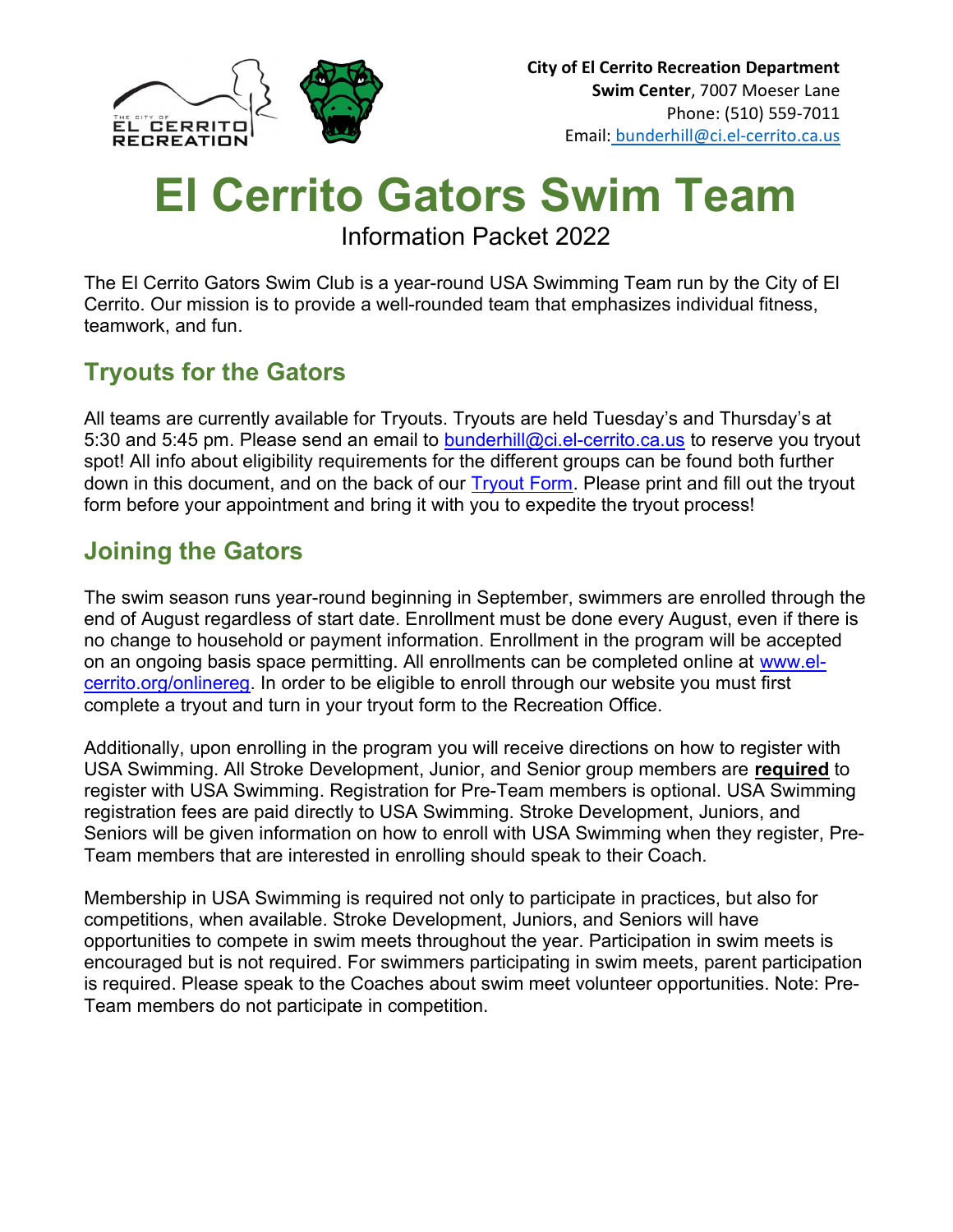**City of El Cerrito Recreation Department**
**Swim Center**, 7007 Moeser Lane
Phone: (510) 559-7011
Email: bunderhill@ci.el-cerrito.ca.us

# El Cerrito Gators Swim Team

Information Packet 2022

The El Cerrito Gators Swim Club is a year-round USA Swimming Team run by the City of El Cerrito. Our mission is to provide a well-rounded team that emphasizes individual fitness, teamwork, and fun.

## Tryouts for the Gators

All teams are currently available for Tryouts. Tryouts are held Tuesday's and Thursday's at 5:30 and 5:45 pm. Please send an email to bunderhill@ci.el-cerrito.ca.us to reserve you tryout spot! All info about eligibility requirements for the different groups can be found both further down in this document, and on the back of our Tryout Form. Please print and fill out the tryout form before your appointment and bring it with you to expedite the tryout process!

## Joining the Gators

The swim season runs year-round beginning in September, swimmers are enrolled through the end of August regardless of start date. Enrollment must be done every August, even if there is no change to household or payment information. Enrollment in the program will be accepted on an ongoing basis space permitting. All enrollments can be completed online at www.el-cerrito.org/onlinereg. In order to be eligible to enroll through our website you must first complete a tryout and turn in your tryout form to the Recreation Office.

Additionally, upon enrolling in the program you will receive directions on how to register with USA Swimming. All Stroke Development, Junior, and Senior group members are **required** to register with USA Swimming. Registration for Pre-Team members is optional. USA Swimming registration fees are paid directly to USA Swimming. Stroke Development, Juniors, and Seniors will be given information on how to enroll with USA Swimming when they register, Pre-Team members that are interested in enrolling should speak to their Coach.

Membership in USA Swimming is required not only to participate in practices, but also for competitions, when available. Stroke Development, Juniors, and Seniors will have opportunities to compete in swim meets throughout the year. Participation in swim meets is encouraged but is not required. For swimmers participating in swim meets, parent participation is required. Please speak to the Coaches about swim meet volunteer opportunities. Note: Pre-Team members do not participate in competition.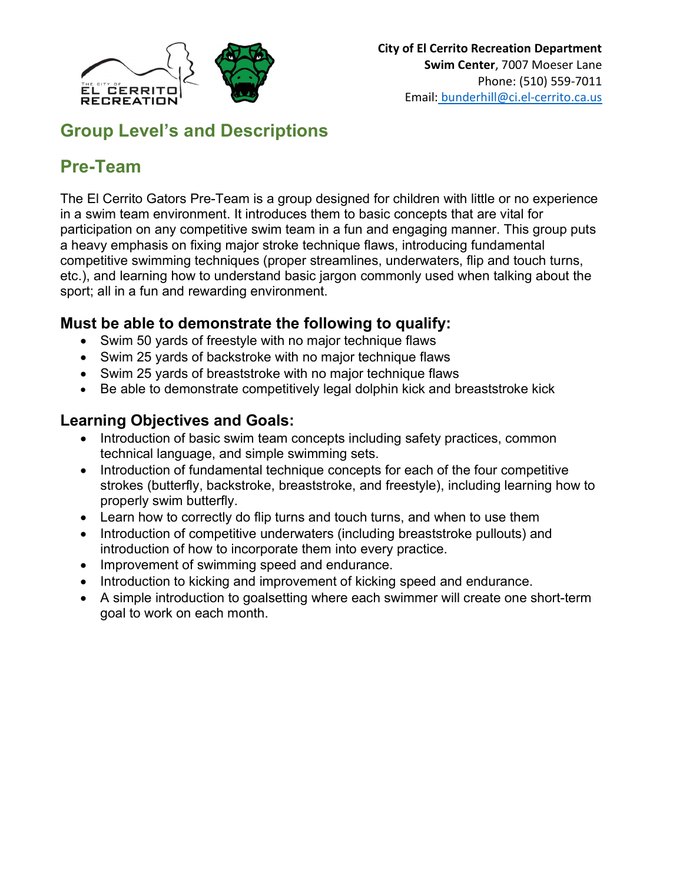**City of El Cerrito Recreation Department**
**Swim Center**, 7007 Moeser Lane
Phone: (510) 559-7011
Email: bunderhill@ci.el-cerrito.ca.us

## Group Level's and Descriptions

## Pre-Team

The El Cerrito Gators Pre-Team is a group designed for children with little or no experience in a swim team environment. It introduces them to basic concepts that are vital for participation on any competitive swim team in a fun and engaging manner. This group puts a heavy emphasis on fixing major stroke technique flaws, introducing fundamental competitive swimming techniques (proper streamlines, underwaters, flip and touch turns, etc.), and learning how to understand basic jargon commonly used when talking about the sport; all in a fun and rewarding environment.

### Must be able to demonstrate the following to qualify:

- Swim 50 yards of freestyle with no major technique flaws
- Swim 25 yards of backstroke with no major technique flaws
- Swim 25 yards of breaststroke with no major technique flaws
- Be able to demonstrate competitively legal dolphin kick and breaststroke kick

### Learning Objectives and Goals:

- Introduction of basic swim team concepts including safety practices, common technical language, and simple swimming sets.
- Introduction of fundamental technique concepts for each of the four competitive strokes (butterfly, backstroke, breaststroke, and freestyle), including learning how to properly swim butterfly.
- Learn how to correctly do flip turns and touch turns, and when to use them
- Introduction of competitive underwaters (including breaststroke pullouts) and introduction of how to incorporate them into every practice.
- Improvement of swimming speed and endurance.
- Introduction to kicking and improvement of kicking speed and endurance.
- A simple introduction to goalsetting where each swimmer will create one short-term goal to work on each month.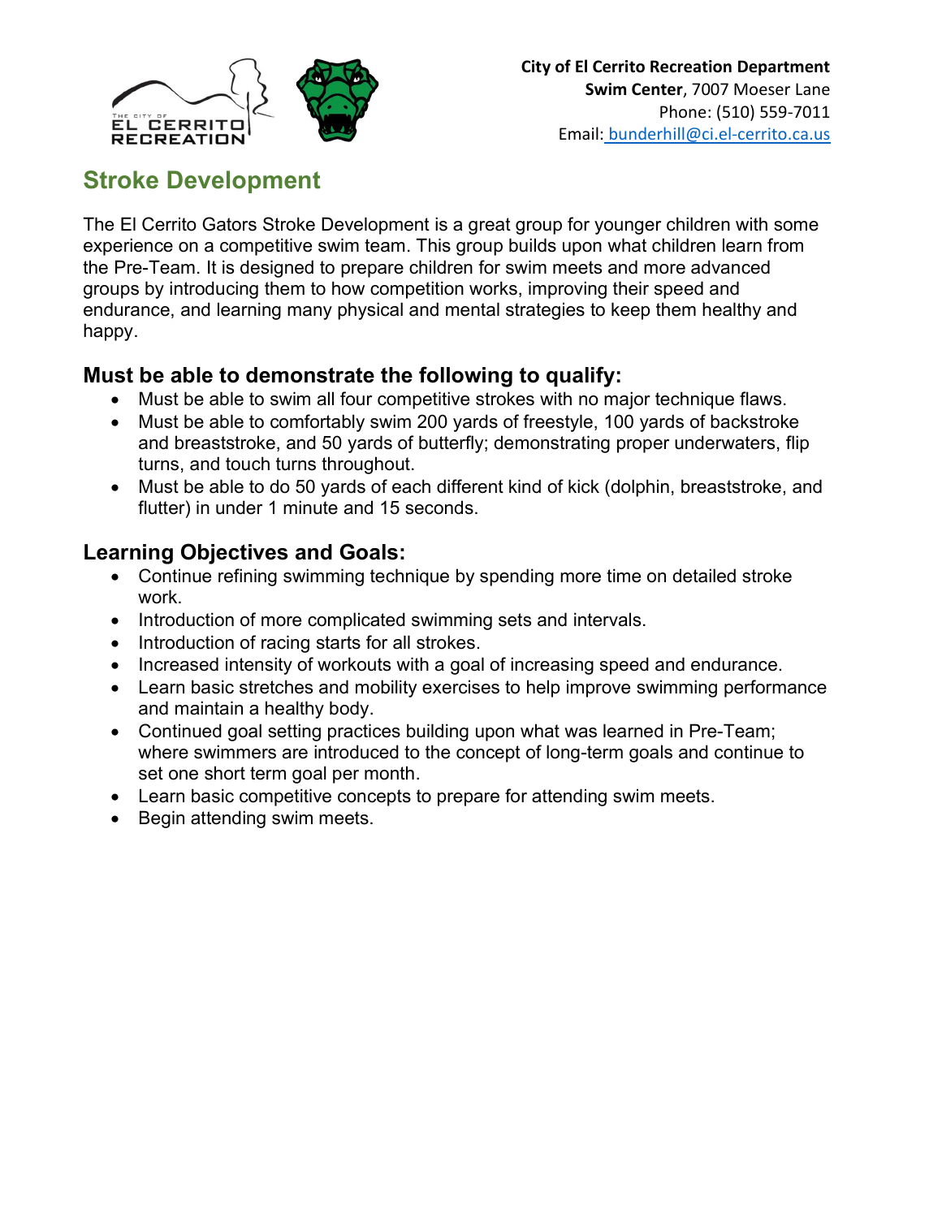**City of El Cerrito Recreation Department**
**Swim Center**, 7007 Moeser Lane
Phone: (510) 559-7011
Email: bunderhill@ci.el-cerrito.ca.us

## Stroke Development

The El Cerrito Gators Stroke Development is a great group for younger children with some experience on a competitive swim team. This group builds upon what children learn from the Pre-Team. It is designed to prepare children for swim meets and more advanced groups by introducing them to how competition works, improving their speed and endurance, and learning many physical and mental strategies to keep them healthy and happy.

### Must be able to demonstrate the following to qualify:

- Must be able to swim all four competitive strokes with no major technique flaws.
- Must be able to comfortably swim 200 yards of freestyle, 100 yards of backstroke and breaststroke, and 50 yards of butterfly; demonstrating proper underwaters, flip turns, and touch turns throughout.
- Must be able to do 50 yards of each different kind of kick (dolphin, breaststroke, and flutter) in under 1 minute and 15 seconds.

### Learning Objectives and Goals:

- Continue refining swimming technique by spending more time on detailed stroke work.
- Introduction of more complicated swimming sets and intervals.
- Introduction of racing starts for all strokes.
- Increased intensity of workouts with a goal of increasing speed and endurance.
- Learn basic stretches and mobility exercises to help improve swimming performance and maintain a healthy body.
- Continued goal setting practices building upon what was learned in Pre-Team; where swimmers are introduced to the concept of long-term goals and continue to set one short term goal per month.
- Learn basic competitive concepts to prepare for attending swim meets.
- Begin attending swim meets.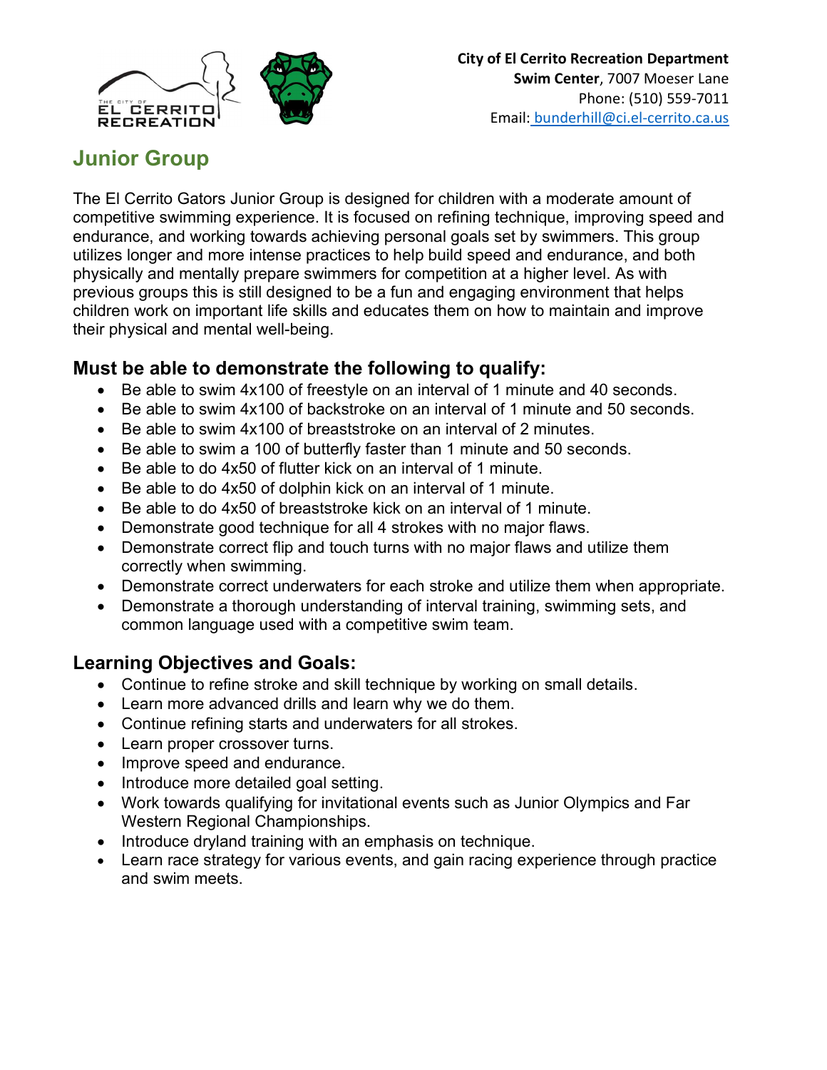City of El Cerrito Recreation Department
**Swim Center**, 7007 Moeser Lane
Phone: (510) 559-7011
Email: bunderhill@ci.el-cerrito.ca.us

## Junior Group

The El Cerrito Gators Junior Group is designed for children with a moderate amount of competitive swimming experience. It is focused on refining technique, improving speed and endurance, and working towards achieving personal goals set by swimmers. This group utilizes longer and more intense practices to help build speed and endurance, and both physically and mentally prepare swimmers for competition at a higher level. As with previous groups this is still designed to be a fun and engaging environment that helps children work on important life skills and educates them on how to maintain and improve their physical and mental well-being.

### Must be able to demonstrate the following to qualify:

- Be able to swim 4x100 of freestyle on an interval of 1 minute and 40 seconds.
- Be able to swim 4x100 of backstroke on an interval of 1 minute and 50 seconds.
- Be able to swim 4x100 of breaststroke on an interval of 2 minutes.
- Be able to swim a 100 of butterfly faster than 1 minute and 50 seconds.
- Be able to do 4x50 of flutter kick on an interval of 1 minute.
- Be able to do 4x50 of dolphin kick on an interval of 1 minute.
- Be able to do 4x50 of breaststroke kick on an interval of 1 minute.
- Demonstrate good technique for all 4 strokes with no major flaws.
- Demonstrate correct flip and touch turns with no major flaws and utilize them correctly when swimming.
- Demonstrate correct underwaters for each stroke and utilize them when appropriate.
- Demonstrate a thorough understanding of interval training, swimming sets, and common language used with a competitive swim team.

### Learning Objectives and Goals:

- Continue to refine stroke and skill technique by working on small details.
- Learn more advanced drills and learn why we do them.
- Continue refining starts and underwaters for all strokes.
- Learn proper crossover turns.
- Improve speed and endurance.
- Introduce more detailed goal setting.
- Work towards qualifying for invitational events such as Junior Olympics and Far Western Regional Championships.
- Introduce dryland training with an emphasis on technique.
- Learn race strategy for various events, and gain racing experience through practice and swim meets.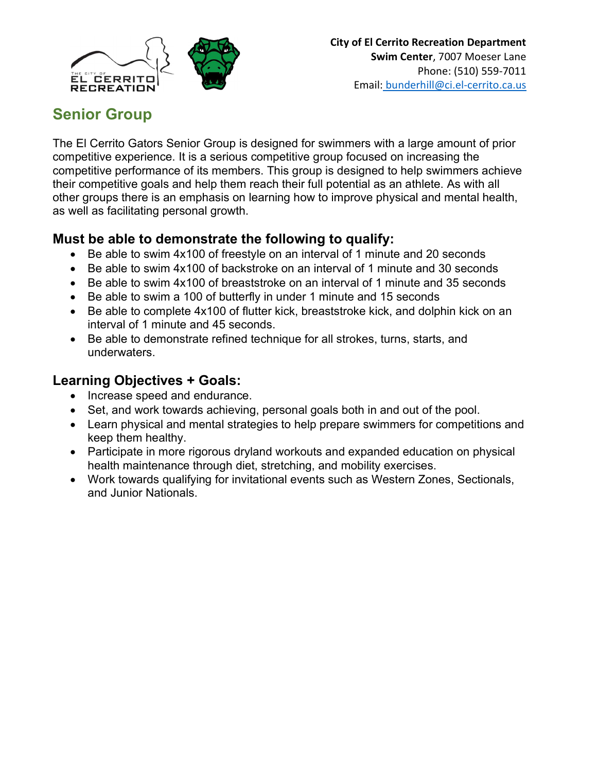**City of El Cerrito Recreation Department**
**Swim Center**, 7007 Moeser Lane
Phone: (510) 559-7011
Email: bunderhill@ci.el-cerrito.ca.us

## Senior Group

The El Cerrito Gators Senior Group is designed for swimmers with a large amount of prior competitive experience. It is a serious competitive group focused on increasing the competitive performance of its members. This group is designed to help swimmers achieve their competitive goals and help them reach their full potential as an athlete. As with all other groups there is an emphasis on learning how to improve physical and mental health, as well as facilitating personal growth.

### Must be able to demonstrate the following to qualify:

- Be able to swim 4x100 of freestyle on an interval of 1 minute and 20 seconds
- Be able to swim 4x100 of backstroke on an interval of 1 minute and 30 seconds
- Be able to swim 4x100 of breaststroke on an interval of 1 minute and 35 seconds
- Be able to swim a 100 of butterfly in under 1 minute and 15 seconds
- Be able to complete 4x100 of flutter kick, breaststroke kick, and dolphin kick on an interval of 1 minute and 45 seconds.
- Be able to demonstrate refined technique for all strokes, turns, starts, and underwaters.

### Learning Objectives + Goals:

- Increase speed and endurance.
- Set, and work towards achieving, personal goals both in and out of the pool.
- Learn physical and mental strategies to help prepare swimmers for competitions and keep them healthy.
- Participate in more rigorous dryland workouts and expanded education on physical health maintenance through diet, stretching, and mobility exercises.
- Work towards qualifying for invitational events such as Western Zones, Sectionals, and Junior Nationals.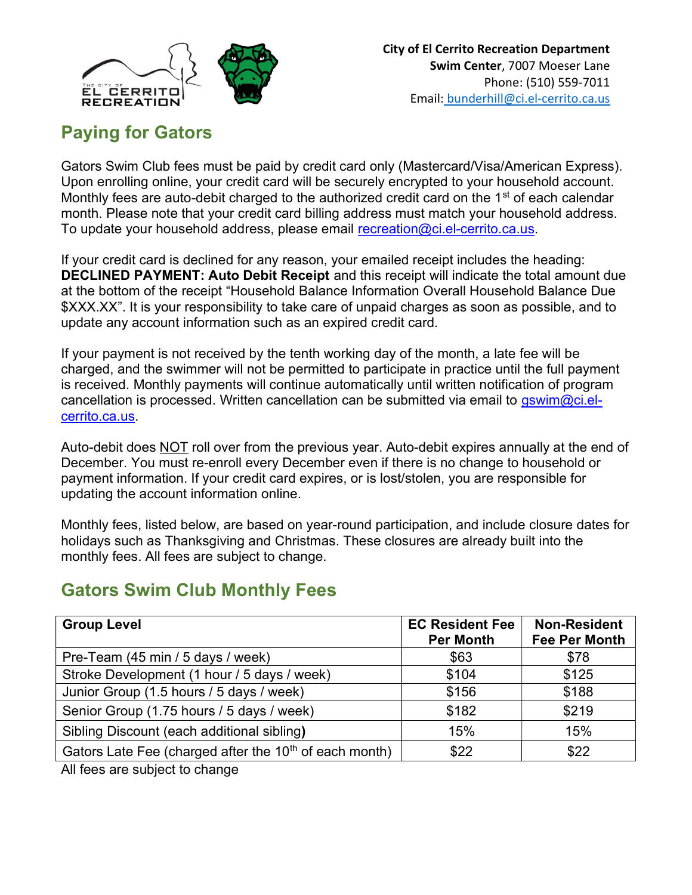City of El Cerrito Recreation Department
**Swim Center**, 7007 Moeser Lane
Phone: (510) 559-7011
Email: [bunderhill@ci.el-cerrito.ca.us](mailto:bunderhill@ci.el-cerrito.ca.us)

## Paying for Gators

Gators Swim Club fees must be paid by credit card only (Mastercard/Visa/American Express). Upon enrolling online, your credit card will be securely encrypted to your household account. Monthly fees are auto-debit charged to the authorized credit card on the 1st of each calendar month. Please note that your credit card billing address must match your household address. To update your household address, please email [recreation@ci.el-cerrito.ca.us](mailto:recreation@ci.el-cerrito.ca.us).

If your credit card is declined for any reason, your emailed receipt includes the heading: **DECLINED PAYMENT: Auto Debit Receipt** and this receipt will indicate the total amount due at the bottom of the receipt "Household Balance Information Overall Household Balance Due $XXX.XX". It is your responsibility to take care of unpaid charges as soon as possible, and to update any account information such as an expired credit card.

If your payment is not received by the tenth working day of the month, a late fee will be charged, and the swimmer will not be permitted to participate in practice until the full payment is received. Monthly payments will continue automatically until written notification of program cancellation is processed. Written cancellation can be submitted via email to [gswim@ci.el-cerrito.ca.us](mailto:gswim@ci.el-cerrito.ca.us).

Auto-debit does NOT roll over from the previous year. Auto-debit expires annually at the end of December. You must re-enroll every December even if there is no change to household or payment information. If your credit card expires, or is lost/stolen, you are responsible for updating the account information online.

Monthly fees, listed below, are based on year-round participation, and include closure dates for holidays such as Thanksgiving and Christmas. These closures are already built into the monthly fees. All fees are subject to change.

## Gators Swim Club Monthly Fees

| Group Level | EC Resident Fee Per Month | Non-Resident Fee Per Month |
|---|---|---|
| Pre-Team (45 min / 5 days / week) | $63 | $78 |
| Stroke Development (1 hour / 5 days / week) | $104 | $125 |
| Junior Group (1.5 hours / 5 days / week) | $156 | $188 |
| Senior Group (1.75 hours / 5 days / week) | $182 | $219 |
| Sibling Discount (each additional sibling) | 15% | 15% |
| Gators Late Fee (charged after the 10th of each month) | $22 | $22 |

All fees are subject to change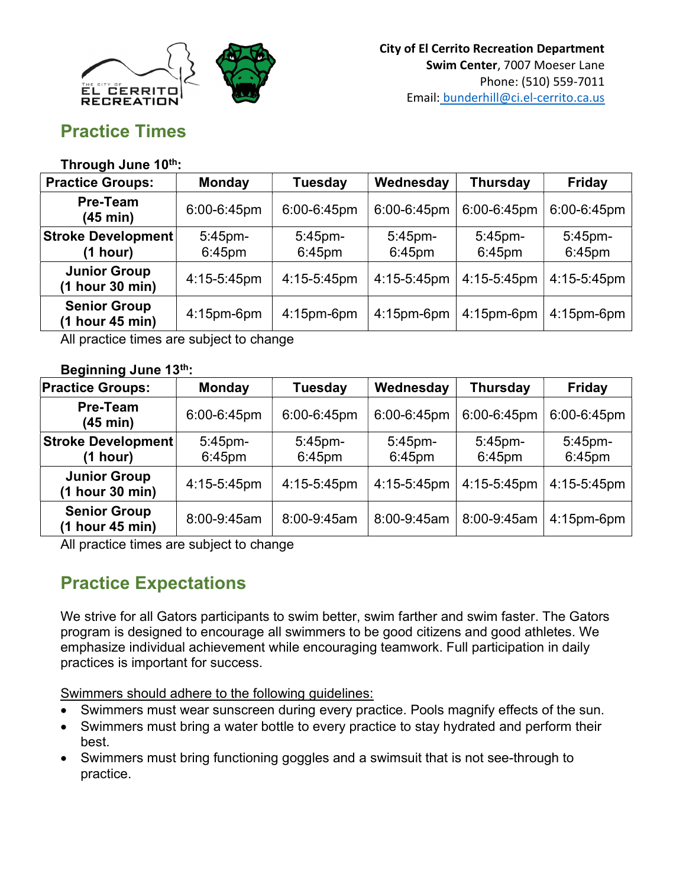City of El Cerrito Recreation Department
**Swim Center**, 7007 Moeser Lane
Phone: (510) 559-7011
Email: bunderhill@ci.el-cerrito.ca.us

## Practice Times

**Through June 10th:**

| Practice Groups: | Monday | Tuesday | Wednesday | Thursday | Friday |
|---|---|---|---|---|---|
| **Pre-Team (45 min)** | 6:00-6:45pm | 6:00-6:45pm | 6:00-6:45pm | 6:00-6:45pm | 6:00-6:45pm |
| **Stroke Development (1 hour)** | 5:45pm-6:45pm | 5:45pm-6:45pm | 5:45pm-6:45pm | 5:45pm-6:45pm | 5:45pm-6:45pm |
| **Junior Group (1 hour 30 min)** | 4:15-5:45pm | 4:15-5:45pm | 4:15-5:45pm | 4:15-5:45pm | 4:15-5:45pm |
| **Senior Group (1 hour 45 min)** | 4:15pm-6pm | 4:15pm-6pm | 4:15pm-6pm | 4:15pm-6pm | 4:15pm-6pm |

All practice times are subject to change

**Beginning June 13th:**

| Practice Groups: | Monday | Tuesday | Wednesday | Thursday | Friday |
|---|---|---|---|---|---|
| **Pre-Team (45 min)** | 6:00-6:45pm | 6:00-6:45pm | 6:00-6:45pm | 6:00-6:45pm | 6:00-6:45pm |
| **Stroke Development (1 hour)** | 5:45pm-6:45pm | 5:45pm-6:45pm | 5:45pm-6:45pm | 5:45pm-6:45pm | 5:45pm-6:45pm |
| **Junior Group (1 hour 30 min)** | 4:15-5:45pm | 4:15-5:45pm | 4:15-5:45pm | 4:15-5:45pm | 4:15-5:45pm |
| **Senior Group (1 hour 45 min)** | 8:00-9:45am | 8:00-9:45am | 8:00-9:45am | 8:00-9:45am | 4:15pm-6pm |

All practice times are subject to change

## Practice Expectations

We strive for all Gators participants to swim better, swim farther and swim faster. The Gators program is designed to encourage all swimmers to be good citizens and good athletes. We emphasize individual achievement while encouraging teamwork. Full participation in daily practices is important for success.

Swimmers should adhere to the following guidelines:

- Swimmers must wear sunscreen during every practice. Pools magnify effects of the sun.
- Swimmers must bring a water bottle to every practice to stay hydrated and perform their best.
- Swimmers must bring functioning goggles and a swimsuit that is not see-through to practice.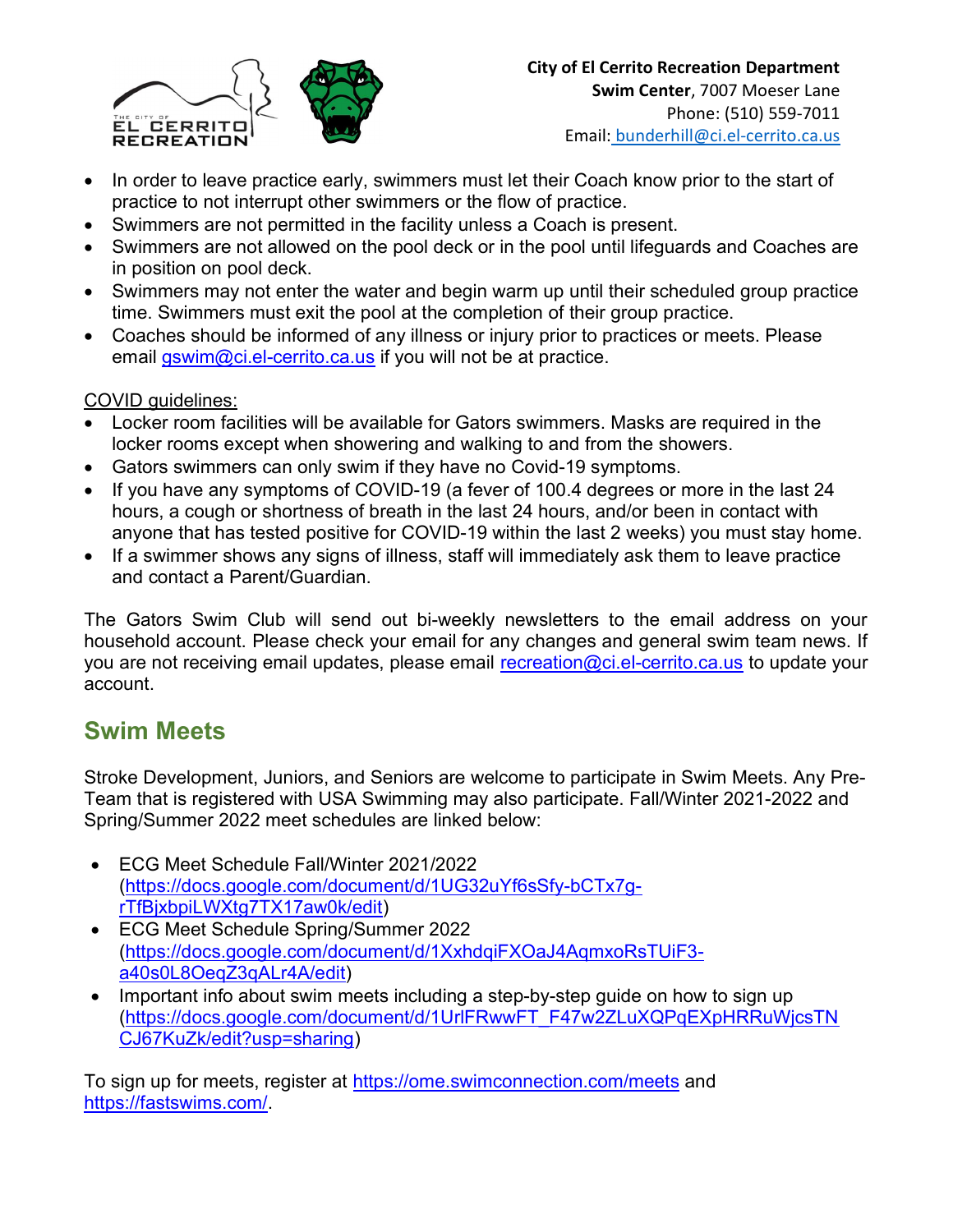**City of El Cerrito Recreation Department**
**Swim Center**, 7007 Moeser Lane
Phone: (510) 559-7011
Email: bunderhill@ci.el-cerrito.ca.us

- In order to leave practice early, swimmers must let their Coach know prior to the start of practice to not interrupt other swimmers or the flow of practice.
- Swimmers are not permitted in the facility unless a Coach is present.
- Swimmers are not allowed on the pool deck or in the pool until lifeguards and Coaches are in position on pool deck.
- Swimmers may not enter the water and begin warm up until their scheduled group practice time. Swimmers must exit the pool at the completion of their group practice.
- Coaches should be informed of any illness or injury prior to practices or meets. Please email gswim@ci.el-cerrito.ca.us if you will not be at practice.

COVID guidelines:

- Locker room facilities will be available for Gators swimmers. Masks are required in the locker rooms except when showering and walking to and from the showers.
- Gators swimmers can only swim if they have no Covid-19 symptoms.
- If you have any symptoms of COVID-19 (a fever of 100.4 degrees or more in the last 24 hours, a cough or shortness of breath in the last 24 hours, and/or been in contact with anyone that has tested positive for COVID-19 within the last 2 weeks) you must stay home.
- If a swimmer shows any signs of illness, staff will immediately ask them to leave practice and contact a Parent/Guardian.

The Gators Swim Club will send out bi-weekly newsletters to the email address on your household account. Please check your email for any changes and general swim team news. If you are not receiving email updates, please email recreation@ci.el-cerrito.ca.us to update your account.

## Swim Meets

Stroke Development, Juniors, and Seniors are welcome to participate in Swim Meets. Any Pre-Team that is registered with USA Swimming may also participate. Fall/Winter 2021-2022 and Spring/Summer 2022 meet schedules are linked below:

- ECG Meet Schedule Fall/Winter 2021/2022 (https://docs.google.com/document/d/1UG32uYf6sSfy-bCTx7g-rTfBjxbpiLWXtg7TX17aw0k/edit)
- ECG Meet Schedule Spring/Summer 2022 (https://docs.google.com/document/d/1XxhdqiFXOaJ4AqmxoRsTUiF3-a40s0L8OeqZ3qALr4A/edit)
- Important info about swim meets including a step-by-step guide on how to sign up (https://docs.google.com/document/d/1UrlFRwwFT_F47w2ZLuXQPqEXpHRRuWjcsTNCJ67KuZk/edit?usp=sharing)

To sign up for meets, register at https://ome.swimconnection.com/meets and https://fastswims.com/.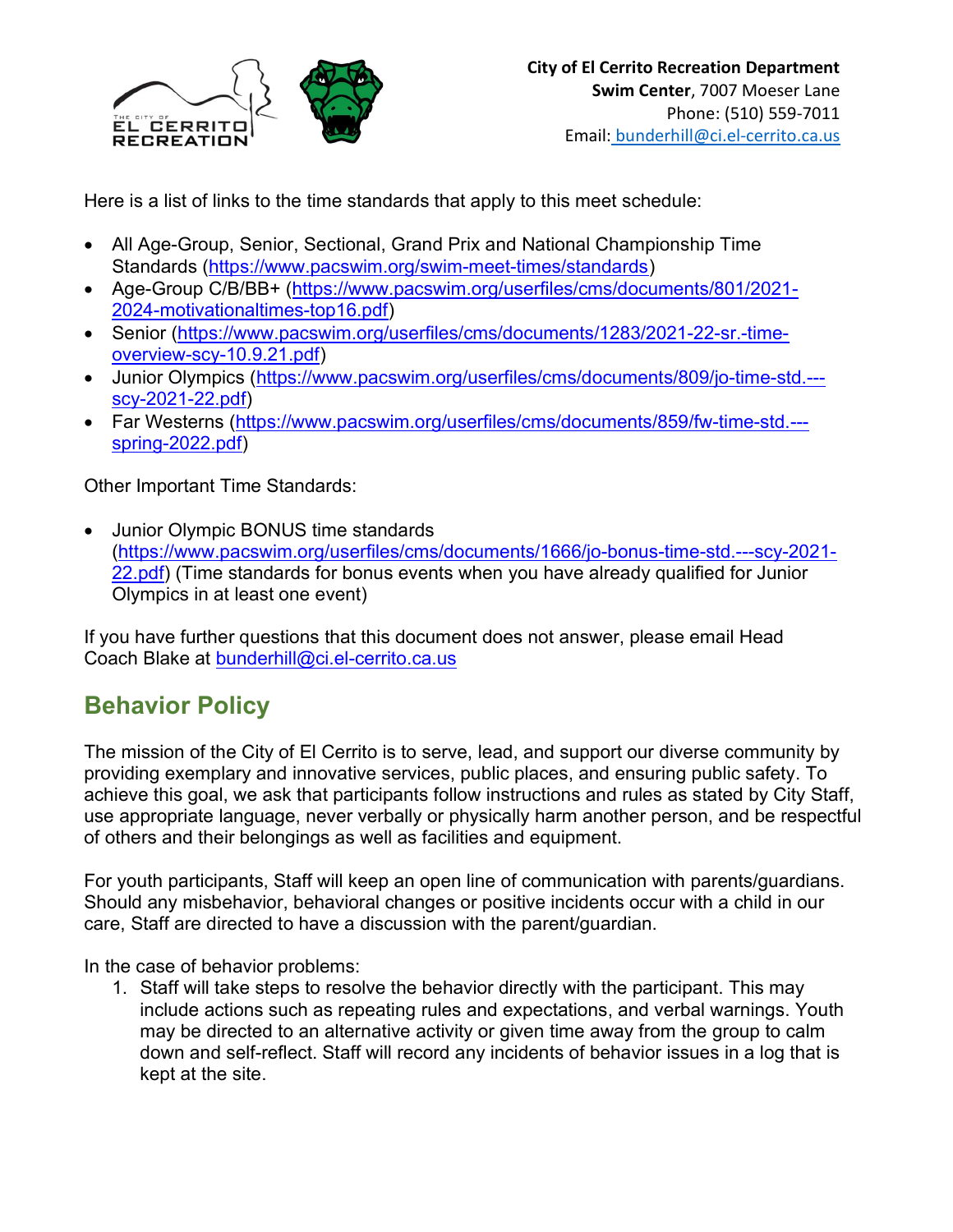**City of El Cerrito Recreation Department**
**Swim Center**, 7007 Moeser Lane
Phone: (510) 559-7011
Email: bunderhill@ci.el-cerrito.ca.us

Here is a list of links to the time standards that apply to this meet schedule:

- All Age-Group, Senior, Sectional, Grand Prix and National Championship Time Standards (https://www.pacswim.org/swim-meet-times/standards)
- Age-Group C/B/BB+ (https://www.pacswim.org/userfiles/cms/documents/801/2021-2024-motivationaltimes-top16.pdf)
- Senior (https://www.pacswim.org/userfiles/cms/documents/1283/2021-22-sr.-time-overview-scy-10.9.21.pdf)
- Junior Olympics (https://www.pacswim.org/userfiles/cms/documents/809/jo-time-std.---scy-2021-22.pdf)
- Far Westerns (https://www.pacswim.org/userfiles/cms/documents/859/fw-time-std.---spring-2022.pdf)

Other Important Time Standards:

- Junior Olympic BONUS time standards (https://www.pacswim.org/userfiles/cms/documents/1666/jo-bonus-time-std.---scy-2021-22.pdf) (Time standards for bonus events when you have already qualified for Junior Olympics in at least one event)

If you have further questions that this document does not answer, please email Head Coach Blake at bunderhill@ci.el-cerrito.ca.us

## Behavior Policy

The mission of the City of El Cerrito is to serve, lead, and support our diverse community by providing exemplary and innovative services, public places, and ensuring public safety. To achieve this goal, we ask that participants follow instructions and rules as stated by City Staff, use appropriate language, never verbally or physically harm another person, and be respectful of others and their belongings as well as facilities and equipment.

For youth participants, Staff will keep an open line of communication with parents/guardians. Should any misbehavior, behavioral changes or positive incidents occur with a child in our care, Staff are directed to have a discussion with the parent/guardian.

In the case of behavior problems:

1. Staff will take steps to resolve the behavior directly with the participant. This may include actions such as repeating rules and expectations, and verbal warnings. Youth may be directed to an alternative activity or given time away from the group to calm down and self-reflect. Staff will record any incidents of behavior issues in a log that is kept at the site.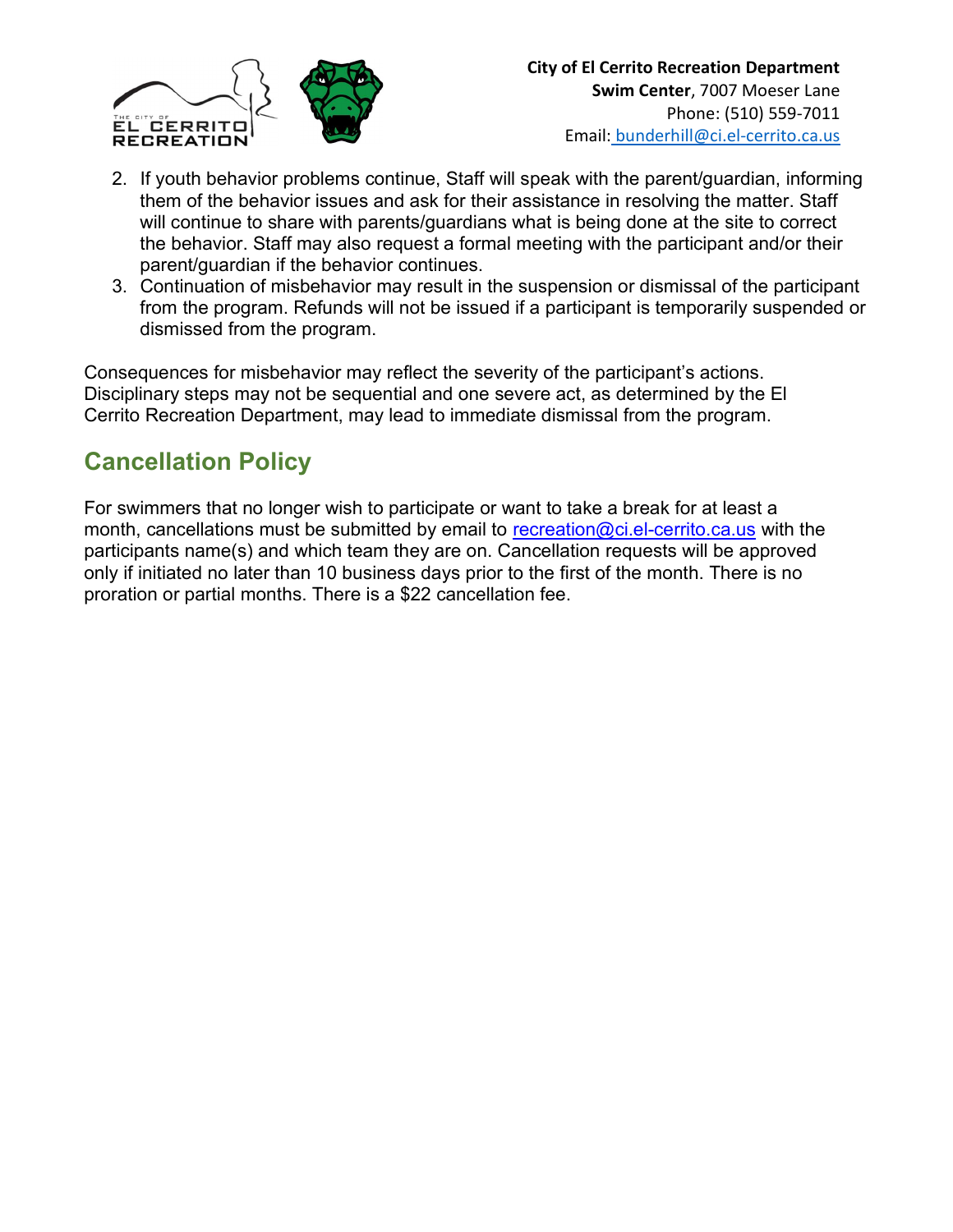2. If youth behavior problems continue, Staff will speak with the parent/guardian, informing them of the behavior issues and ask for their assistance in resolving the matter. Staff will continue to share with parents/guardians what is being done at the site to correct the behavior. Staff may also request a formal meeting with the participant and/or their parent/guardian if the behavior continues.
3. Continuation of misbehavior may result in the suspension or dismissal of the participant from the program. Refunds will not be issued if a participant is temporarily suspended or dismissed from the program.

Consequences for misbehavior may reflect the severity of the participant's actions. Disciplinary steps may not be sequential and one severe act, as determined by the El Cerrito Recreation Department, may lead to immediate dismissal from the program.

## Cancellation Policy

For swimmers that no longer wish to participate or want to take a break for at least a month, cancellations must be submitted by email to recreation@ci.el-cerrito.ca.us with the participants name(s) and which team they are on. Cancellation requests will be approved only if initiated no later than 10 business days prior to the first of the month. There is no proration or partial months. There is a $22 cancellation fee.